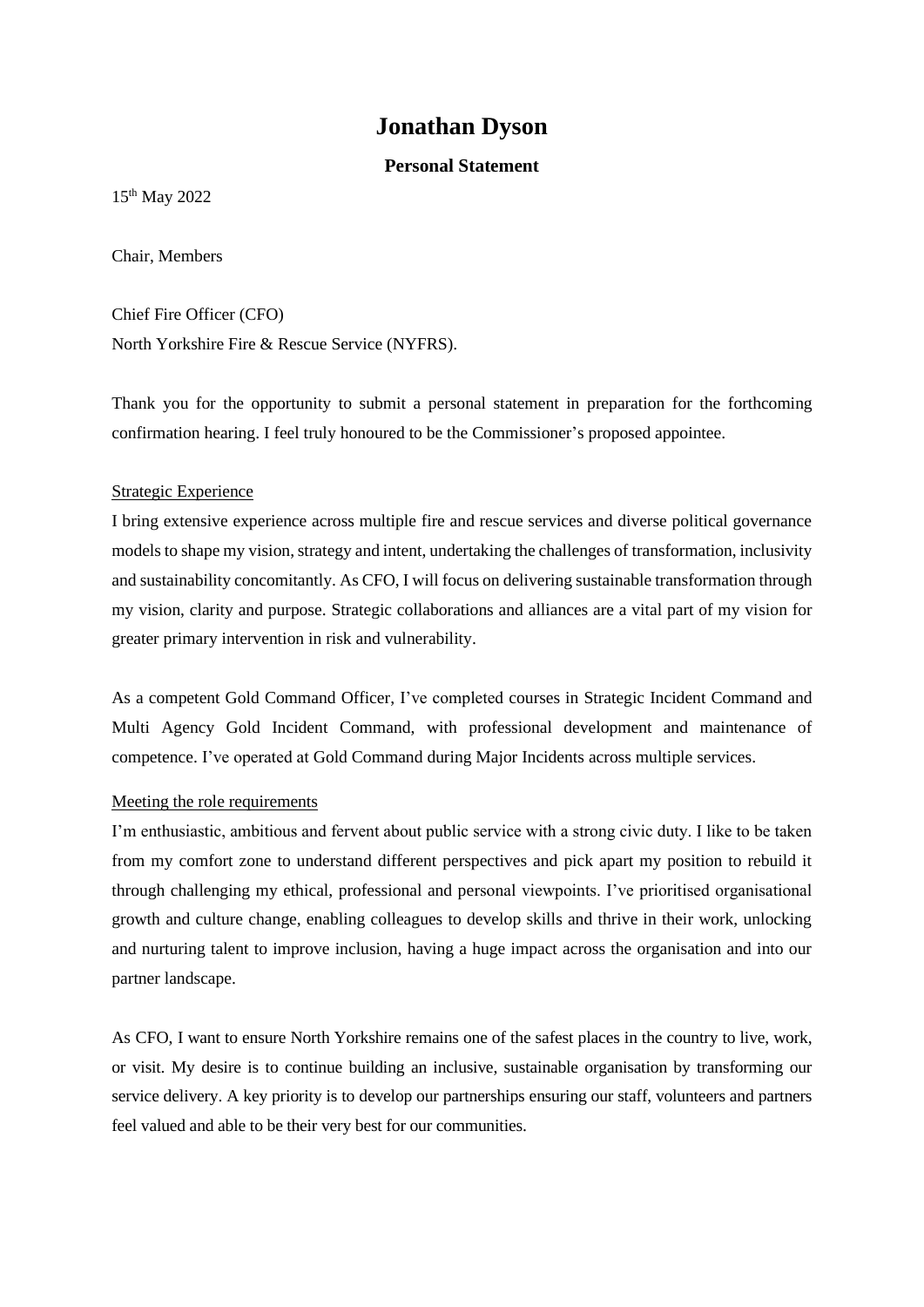# Jonathan Dyson

## Personal Statement

15th May 2022

Chair, Members

Chief Fire Officer (CFO)
North Yorkshire Fire & Rescue Service (NYFRS).

Thank you for the opportunity to submit a personal statement in preparation for the forthcoming confirmation hearing. I feel truly honoured to be the Commissioner's proposed appointee.

<u>Strategic Experience</u>

I bring extensive experience across multiple fire and rescue services and diverse political governance models to shape my vision, strategy and intent, undertaking the challenges of transformation, inclusivity and sustainability concomitantly. As CFO, I will focus on delivering sustainable transformation through my vision, clarity and purpose. Strategic collaborations and alliances are a vital part of my vision for greater primary intervention in risk and vulnerability.

As a competent Gold Command Officer, I've completed courses in Strategic Incident Command and Multi Agency Gold Incident Command, with professional development and maintenance of competence. I've operated at Gold Command during Major Incidents across multiple services.

<u>Meeting the role requirements</u>

I'm enthusiastic, ambitious and fervent about public service with a strong civic duty. I like to be taken from my comfort zone to understand different perspectives and pick apart my position to rebuild it through challenging my ethical, professional and personal viewpoints. I've prioritised organisational growth and culture change, enabling colleagues to develop skills and thrive in their work, unlocking and nurturing talent to improve inclusion, having a huge impact across the organisation and into our partner landscape.

As CFO, I want to ensure North Yorkshire remains one of the safest places in the country to live, work, or visit. My desire is to continue building an inclusive, sustainable organisation by transforming our service delivery. A key priority is to develop our partnerships ensuring our staff, volunteers and partners feel valued and able to be their very best for our communities.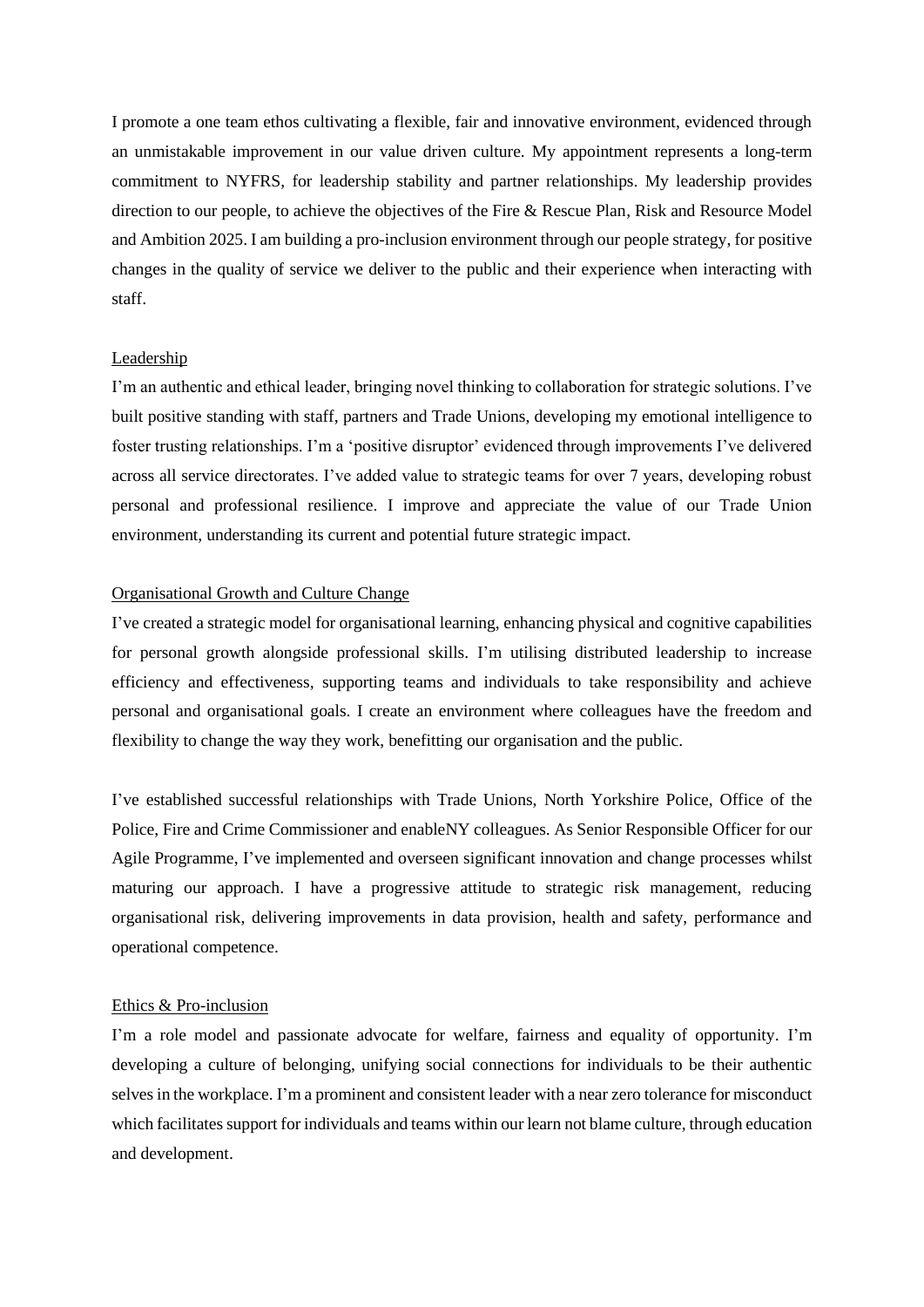I promote a one team ethos cultivating a flexible, fair and innovative environment, evidenced through an unmistakable improvement in our value driven culture. My appointment represents a long-term commitment to NYFRS, for leadership stability and partner relationships. My leadership provides direction to our people, to achieve the objectives of the Fire & Rescue Plan, Risk and Resource Model and Ambition 2025. I am building a pro-inclusion environment through our people strategy, for positive changes in the quality of service we deliver to the public and their experience when interacting with staff.

## Leadership

I'm an authentic and ethical leader, bringing novel thinking to collaboration for strategic solutions. I've built positive standing with staff, partners and Trade Unions, developing my emotional intelligence to foster trusting relationships. I'm a 'positive disruptor' evidenced through improvements I've delivered across all service directorates. I've added value to strategic teams for over 7 years, developing robust personal and professional resilience. I improve and appreciate the value of our Trade Union environment, understanding its current and potential future strategic impact.

## Organisational Growth and Culture Change

I've created a strategic model for organisational learning, enhancing physical and cognitive capabilities for personal growth alongside professional skills. I'm utilising distributed leadership to increase efficiency and effectiveness, supporting teams and individuals to take responsibility and achieve personal and organisational goals. I create an environment where colleagues have the freedom and flexibility to change the way they work, benefitting our organisation and the public.

I've established successful relationships with Trade Unions, North Yorkshire Police, Office of the Police, Fire and Crime Commissioner and enableNY colleagues. As Senior Responsible Officer for our Agile Programme, I've implemented and overseen significant innovation and change processes whilst maturing our approach. I have a progressive attitude to strategic risk management, reducing organisational risk, delivering improvements in data provision, health and safety, performance and operational competence.

## Ethics & Pro-inclusion

I'm a role model and passionate advocate for welfare, fairness and equality of opportunity. I'm developing a culture of belonging, unifying social connections for individuals to be their authentic selves in the workplace. I'm a prominent and consistent leader with a near zero tolerance for misconduct which facilitates support for individuals and teams within our learn not blame culture, through education and development.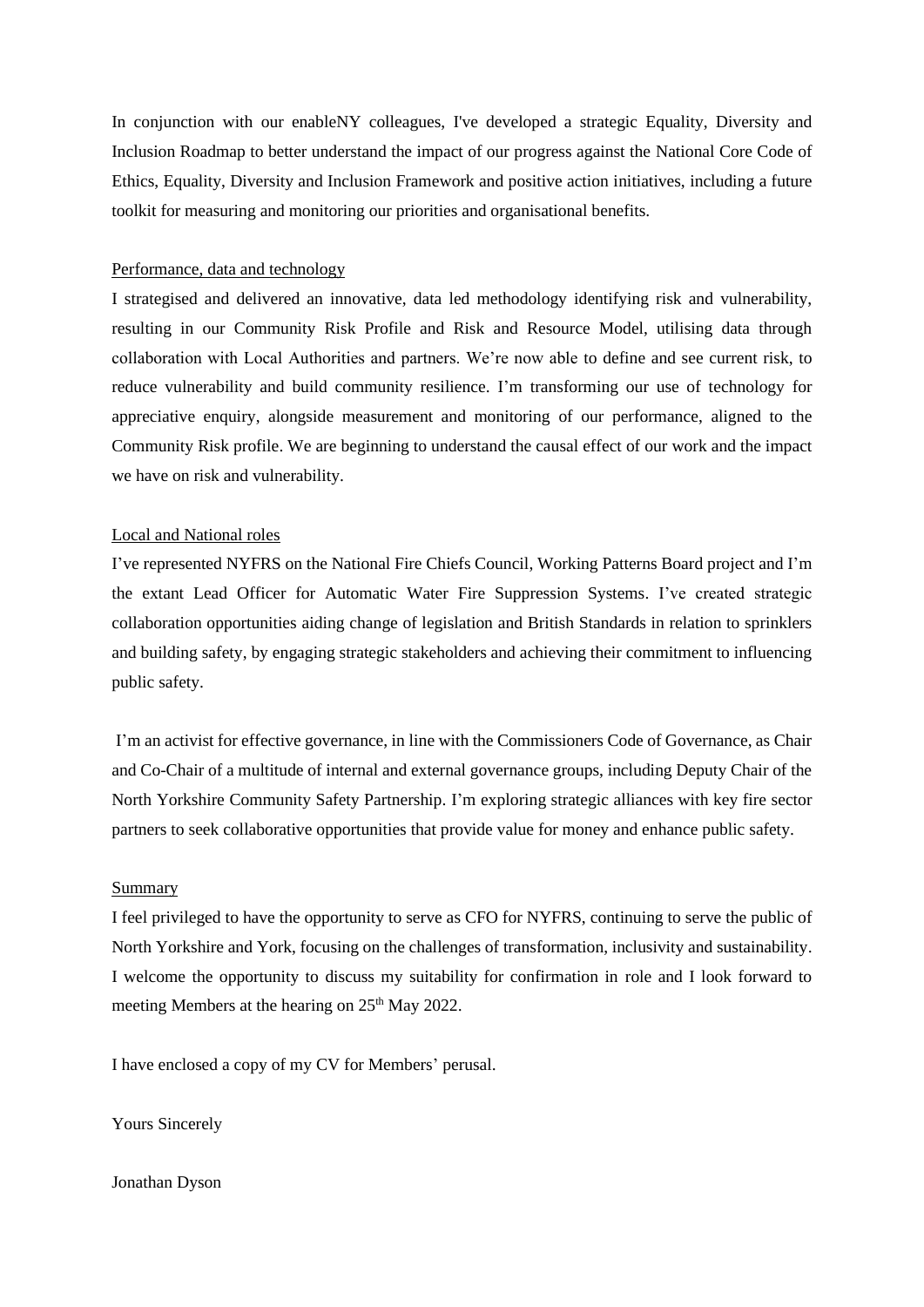In conjunction with our enableNY colleagues, I've developed a strategic Equality, Diversity and Inclusion Roadmap to better understand the impact of our progress against the National Core Code of Ethics, Equality, Diversity and Inclusion Framework and positive action initiatives, including a future toolkit for measuring and monitoring our priorities and organisational benefits.

<u>Performance, data and technology</u>

I strategised and delivered an innovative, data led methodology identifying risk and vulnerability, resulting in our Community Risk Profile and Risk and Resource Model, utilising data through collaboration with Local Authorities and partners. We're now able to define and see current risk, to reduce vulnerability and build community resilience. I'm transforming our use of technology for appreciative enquiry, alongside measurement and monitoring of our performance, aligned to the Community Risk profile. We are beginning to understand the causal effect of our work and the impact we have on risk and vulnerability.

<u>Local and National roles</u>

I've represented NYFRS on the National Fire Chiefs Council, Working Patterns Board project and I'm the extant Lead Officer for Automatic Water Fire Suppression Systems. I've created strategic collaboration opportunities aiding change of legislation and British Standards in relation to sprinklers and building safety, by engaging strategic stakeholders and achieving their commitment to influencing public safety.

I'm an activist for effective governance, in line with the Commissioners Code of Governance, as Chair and Co-Chair of a multitude of internal and external governance groups, including Deputy Chair of the North Yorkshire Community Safety Partnership. I'm exploring strategic alliances with key fire sector partners to seek collaborative opportunities that provide value for money and enhance public safety.

<u>Summary</u>

I feel privileged to have the opportunity to serve as CFO for NYFRS, continuing to serve the public of North Yorkshire and York, focusing on the challenges of transformation, inclusivity and sustainability. I welcome the opportunity to discuss my suitability for confirmation in role and I look forward to meeting Members at the hearing on 25th May 2022.

I have enclosed a copy of my CV for Members' perusal.

Yours Sincerely

Jonathan Dyson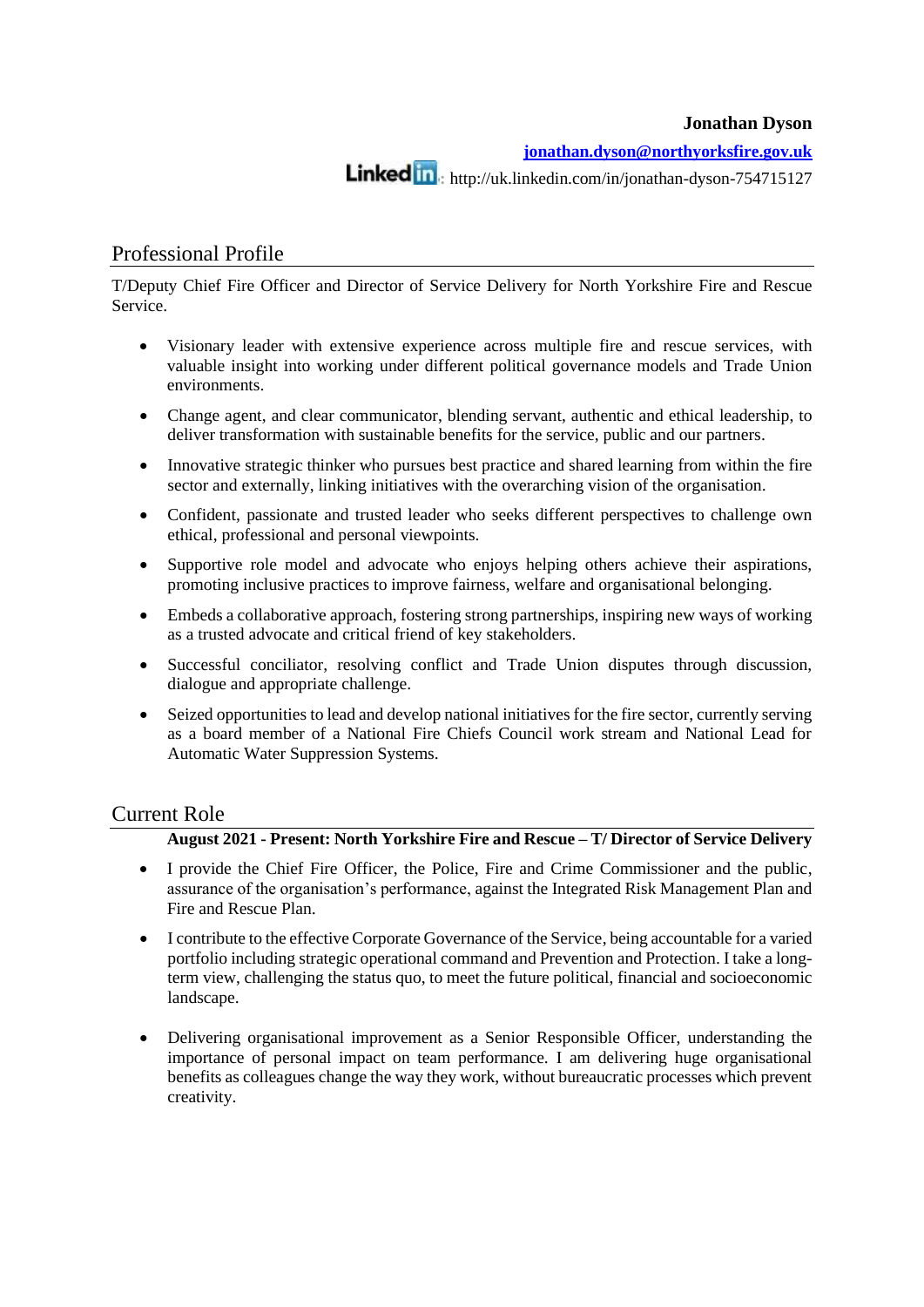**Jonathan Dyson**

**[jonathan.dyson@northyorksfire.gov.uk](mailto:jonathan.dyson@northyorksfire.gov.uk)**

LinkedIn: http://uk.linkedin.com/in/jonathan-dyson-754715127

## Professional Profile

T/Deputy Chief Fire Officer and Director of Service Delivery for North Yorkshire Fire and Rescue Service.

- Visionary leader with extensive experience across multiple fire and rescue services, with valuable insight into working under different political governance models and Trade Union environments.
- Change agent, and clear communicator, blending servant, authentic and ethical leadership, to deliver transformation with sustainable benefits for the service, public and our partners.
- Innovative strategic thinker who pursues best practice and shared learning from within the fire sector and externally, linking initiatives with the overarching vision of the organisation.
- Confident, passionate and trusted leader who seeks different perspectives to challenge own ethical, professional and personal viewpoints.
- Supportive role model and advocate who enjoys helping others achieve their aspirations, promoting inclusive practices to improve fairness, welfare and organisational belonging.
- Embeds a collaborative approach, fostering strong partnerships, inspiring new ways of working as a trusted advocate and critical friend of key stakeholders.
- Successful conciliator, resolving conflict and Trade Union disputes through discussion, dialogue and appropriate challenge.
- Seized opportunities to lead and develop national initiatives for the fire sector, currently serving as a board member of a National Fire Chiefs Council work stream and National Lead for Automatic Water Suppression Systems.

## Current Role

**August 2021 - Present: North Yorkshire Fire and Rescue – T/ Director of Service Delivery**

- I provide the Chief Fire Officer, the Police, Fire and Crime Commissioner and the public, assurance of the organisation's performance, against the Integrated Risk Management Plan and Fire and Rescue Plan.
- I contribute to the effective Corporate Governance of the Service, being accountable for a varied portfolio including strategic operational command and Prevention and Protection. I take a long-term view, challenging the status quo, to meet the future political, financial and socioeconomic landscape.
- Delivering organisational improvement as a Senior Responsible Officer, understanding the importance of personal impact on team performance. I am delivering huge organisational benefits as colleagues change the way they work, without bureaucratic processes which prevent creativity.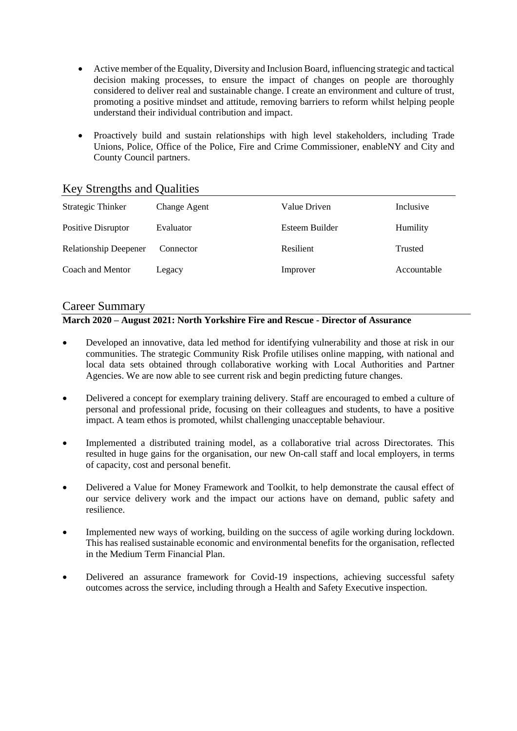- Active member of the Equality, Diversity and Inclusion Board, influencing strategic and tactical decision making processes, to ensure the impact of changes on people are thoroughly considered to deliver real and sustainable change. I create an environment and culture of trust, promoting a positive mindset and attitude, removing barriers to reform whilst helping people understand their individual contribution and impact.

- Proactively build and sustain relationships with high level stakeholders, including Trade Unions, Police, Office of the Police, Fire and Crime Commissioner, enableNY and City and County Council partners.

## Key Strengths and Qualities

| | | | |
|---|---|---|---|
| Strategic Thinker | Change Agent | Value Driven | Inclusive |
| Positive Disruptor | Evaluator | Esteem Builder | Humility |
| Relationship Deepener | Connector | Resilient | Trusted |
| Coach and Mentor | Legacy | Improver | Accountable |

## Career Summary

**March 2020 – August 2021: North Yorkshire Fire and Rescue - Director of Assurance**

- Developed an innovative, data led method for identifying vulnerability and those at risk in our communities. The strategic Community Risk Profile utilises online mapping, with national and local data sets obtained through collaborative working with Local Authorities and Partner Agencies. We are now able to see current risk and begin predicting future changes.

- Delivered a concept for exemplary training delivery. Staff are encouraged to embed a culture of personal and professional pride, focusing on their colleagues and students, to have a positive impact. A team ethos is promoted, whilst challenging unacceptable behaviour.

- Implemented a distributed training model, as a collaborative trial across Directorates. This resulted in huge gains for the organisation, our new On-call staff and local employers, in terms of capacity, cost and personal benefit.

- Delivered a Value for Money Framework and Toolkit, to help demonstrate the causal effect of our service delivery work and the impact our actions have on demand, public safety and resilience.

- Implemented new ways of working, building on the success of agile working during lockdown. This has realised sustainable economic and environmental benefits for the organisation, reflected in the Medium Term Financial Plan.

- Delivered an assurance framework for Covid-19 inspections, achieving successful safety outcomes across the service, including through a Health and Safety Executive inspection.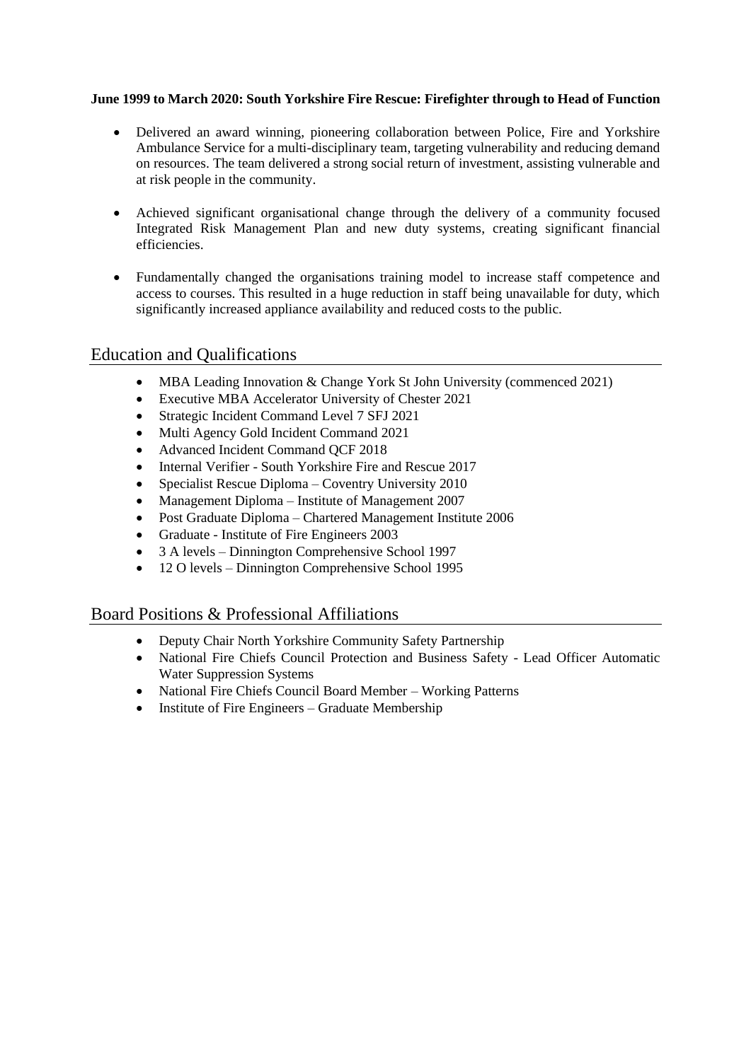**June 1999 to March 2020: South Yorkshire Fire Rescue: Firefighter through to Head of Function**

- Delivered an award winning, pioneering collaboration between Police, Fire and Yorkshire Ambulance Service for a multi-disciplinary team, targeting vulnerability and reducing demand on resources. The team delivered a strong social return of investment, assisting vulnerable and at risk people in the community.

- Achieved significant organisational change through the delivery of a community focused Integrated Risk Management Plan and new duty systems, creating significant financial efficiencies.

- Fundamentally changed the organisations training model to increase staff competence and access to courses. This resulted in a huge reduction in staff being unavailable for duty, which significantly increased appliance availability and reduced costs to the public.

## Education and Qualifications

- MBA Leading Innovation & Change York St John University (commenced 2021)
- Executive MBA Accelerator University of Chester 2021
- Strategic Incident Command Level 7 SFJ 2021
- Multi Agency Gold Incident Command 2021
- Advanced Incident Command QCF 2018
- Internal Verifier - South Yorkshire Fire and Rescue 2017
- Specialist Rescue Diploma – Coventry University 2010
- Management Diploma – Institute of Management 2007
- Post Graduate Diploma – Chartered Management Institute 2006
- Graduate - Institute of Fire Engineers 2003
- 3 A levels – Dinnington Comprehensive School 1997
- 12 O levels – Dinnington Comprehensive School 1995

## Board Positions & Professional Affiliations

- Deputy Chair North Yorkshire Community Safety Partnership
- National Fire Chiefs Council Protection and Business Safety - Lead Officer Automatic Water Suppression Systems
- National Fire Chiefs Council Board Member – Working Patterns
- Institute of Fire Engineers – Graduate Membership